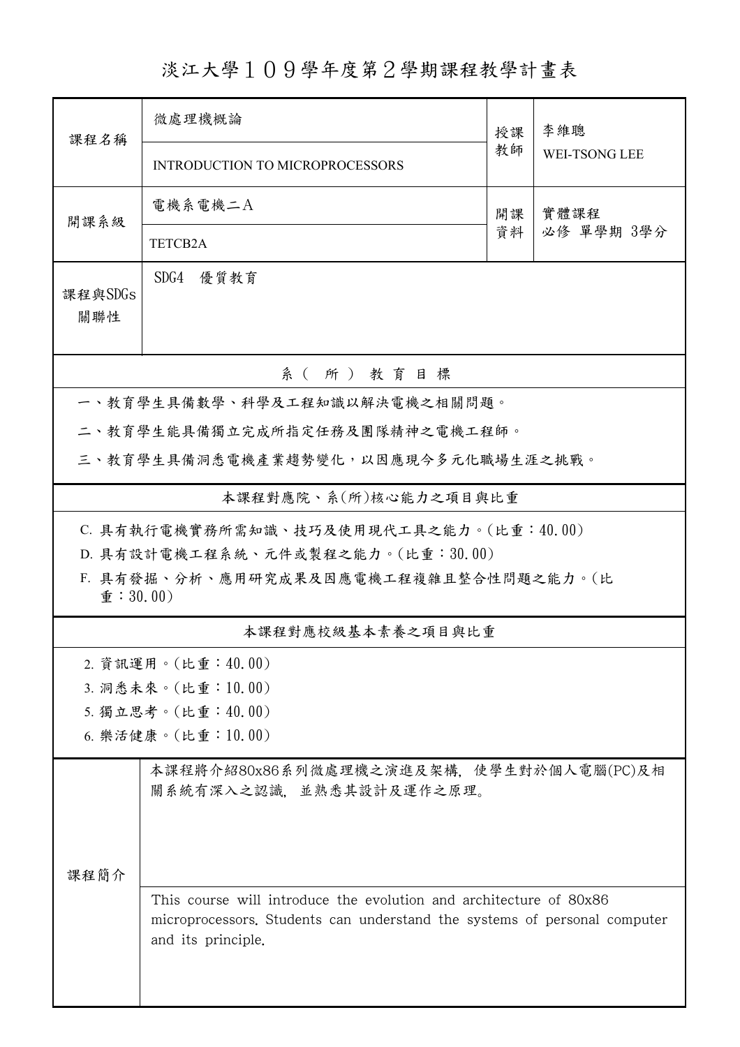# 淡江大學１０９學年度第２學期課程教學計畫表

| 課程名稱 | 微處理機概論 | 授課教師 | 李維聰 |
|---|---|---|---|
| | INTRODUCTION TO MICROPROCESSORS | | WEI-TSONG LEE |
| 開課系級 | 電機系電機二A | 開課資料 | 實體課程<br>必修 單學期 3學分 |
| | TETCB2A | | |
| 課程與SDGs關聯性 | SDG4　優質教育 | | |

## 系（所）教育目標

一、教育學生具備數學、科學及工程知識以解決電機之相關問題。

二、教育學生能具備獨立完成所指定任務及團隊精神之電機工程師。

三、教育學生具備洞悉電機產業趨勢變化，以因應現今多元化職場生涯之挑戰。

## 本課程對應院、系(所)核心能力之項目與比重

C. 具有執行電機實務所需知識、技巧及使用現代工具之能力。(比重：40.00)

D. 具有設計電機工程系統、元件或製程之能力。(比重：30.00)

F. 具有發掘、分析、應用研究成果及因應電機工程複雜且整合性問題之能力。(比重：30.00)

## 本課程對應校級基本素養之項目與比重

2. 資訊運用。(比重：40.00)
3. 洞悉未來。(比重：10.00)
5. 獨立思考。(比重：40.00)
6. 樂活健康。(比重：10.00)

## 課程簡介

本課程將介紹80x86系列微處理機之演進及架構，使學生對於個人電腦(PC)及相關系統有深入之認識，並熟悉其設計及運作之原理。

This course will introduce the evolution and architecture of 80x86 microprocessors. Students can understand the systems of personal computer and its principle.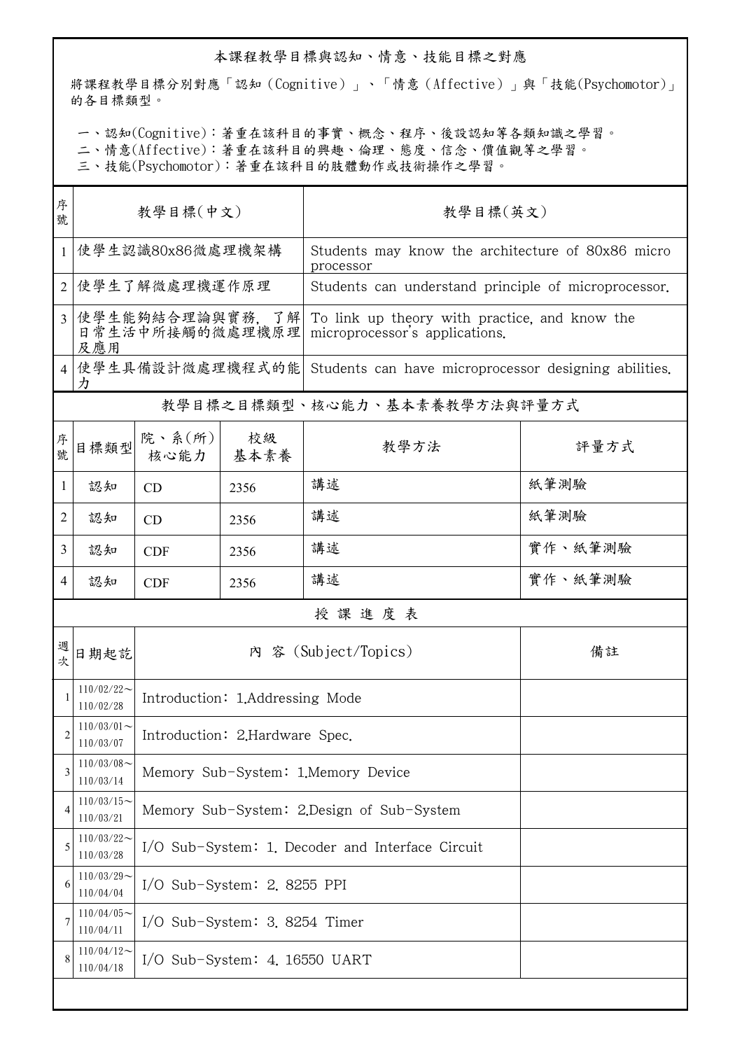## 本課程教學目標與認知、情意、技能目標之對應

將課程教學目標分別對應「認知（Cognitive）」、「情意（Affective）」與「技能(Psychomotor)」的各目標類型。

一、認知(Cognitive)：著重在該科目的事實、概念、程序、後設認知等各類知識之學習。
二、情意(Affective)：著重在該科目的興趣、倫理、態度、信念、價值觀等之學習。
三、技能(Psychomotor)：著重在該科目的肢體動作或技術操作之學習。

| 序號 | 教學目標(中文) | 教學目標(英文) |
|---|---|---|
| 1 | 使學生認識80x86微處理機架構 | Students may know the architecture of 80x86 micro processor |
| 2 | 使學生了解微處理機運作原理 | Students can understand principle of microprocessor. |
| 3 | 使學生能夠結合理論與實務，了解日常生活中所接觸的微處理機原理及應用 | To link up theory with practice, and know the microprocessor's applications. |
| 4 | 使學生具備設計微處理機程式的能力 | Students can have microprocessor designing abilities. |

## 教學目標之目標類型、核心能力、基本素養教學方法與評量方式

| 序號 | 目標類型 | 院、系(所)核心能力 | 校級基本素養 | 教學方法 | 評量方式 |
|---|---|---|---|---|---|
| 1 | 認知 | CD | 2356 | 講述 | 紙筆測驗 |
| 2 | 認知 | CD | 2356 | 講述 | 紙筆測驗 |
| 3 | 認知 | CDF | 2356 | 講述 | 實作、紙筆測驗 |
| 4 | 認知 | CDF | 2356 | 講述 | 實作、紙筆測驗 |

## 授 課 進 度 表

| 週次 | 日期起訖 | 內 容 (Subject/Topics) | 備註 |
|---|---|---|---|
| 1 | 110/02/22～110/02/28 | Introduction: 1.Addressing Mode | |
| 2 | 110/03/01～110/03/07 | Introduction: 2.Hardware Spec. | |
| 3 | 110/03/08～110/03/14 | Memory Sub-System: 1.Memory Device | |
| 4 | 110/03/15～110/03/21 | Memory Sub-System: 2.Design of Sub-System | |
| 5 | 110/03/22～110/03/28 | I/O Sub-System: 1. Decoder and Interface Circuit | |
| 6 | 110/03/29～110/04/04 | I/O Sub-System: 2. 8255 PPI | |
| 7 | 110/04/05～110/04/11 | I/O Sub-System: 3. 8254 Timer | |
| 8 | 110/04/12～110/04/18 | I/O Sub-System: 4. 16550 UART | |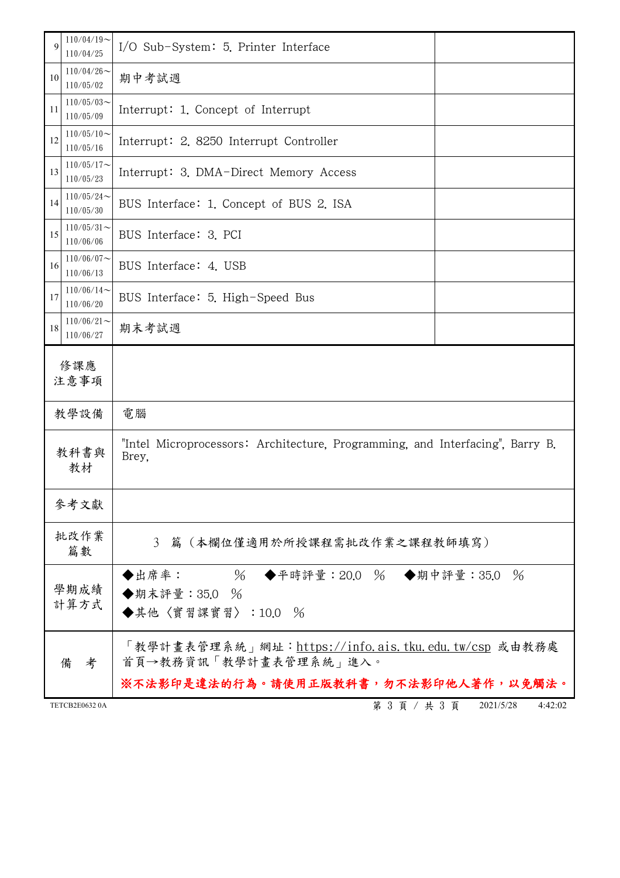| | | | |
|---|---|---|---|
| 9 | 110/04/19～<br>110/04/25 | I/O Sub-System: 5. Printer Interface | |
| 10 | 110/04/26～<br>110/05/02 | 期中考試週 | |
| 11 | 110/05/03～<br>110/05/09 | Interrupt: 1. Concept of Interrupt | |
| 12 | 110/05/10～<br>110/05/16 | Interrupt: 2. 8250 Interrupt Controller | |
| 13 | 110/05/17～<br>110/05/23 | Interrupt: 3. DMA-Direct Memory Access | |
| 14 | 110/05/24～<br>110/05/30 | BUS Interface: 1. Concept of BUS 2. ISA | |
| 15 | 110/05/31～<br>110/06/06 | BUS Interface: 3. PCI | |
| 16 | 110/06/07～<br>110/06/13 | BUS Interface: 4. USB | |
| 17 | 110/06/14～<br>110/06/20 | BUS Interface: 5. High-Speed Bus | |
| 18 | 110/06/21～<br>110/06/27 | 期末考試週 | |

| | |
|---|---|
| 修課應注意事項 | |
| 教學設備 | 電腦 |
| 教科書與教材 | "Intel Microprocessors: Architecture, Programming, and Interfacing", Barry B. Brey, |
| 參考文獻 | |
| 批改作業篇數 | 3 篇（本欄位僅適用於所授課程需批改作業之課程教師填寫） |
| 學期成績計算方式 | ◆出席率： ％ ◆平時評量：20.0 ％ ◆期中評量：35.0 ％<br>◆期末評量：35.0 ％<br>◆其他〈實習課實習〉：10.0 ％ |
| 備　考 | 「教學計畫表管理系統」網址：https://info.ais.tku.edu.tw/csp 或由教務處首頁→教務資訊「教學計畫表管理系統」進入。<br>**※不法影印是違法的行為。請使用正版教科書，勿不法影印他人著作，以免觸法。** |

TETCB2E0632 0A

2021/5/28 4:42:02